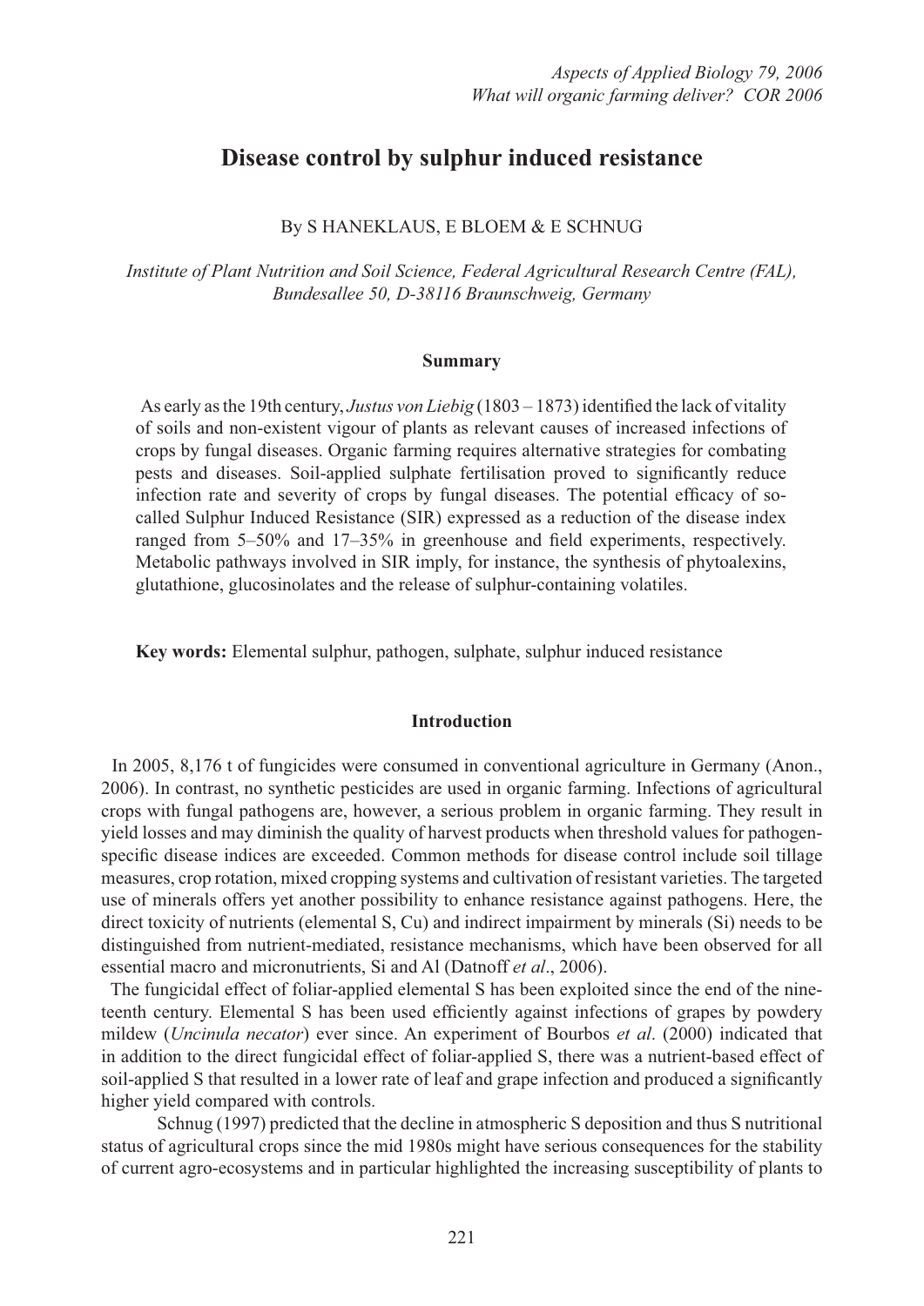# Disease control by sulphur induced resistance

By S HANEKLAUS, E BLOEM & E SCHNUG

*Institute of Plant Nutrition and Soil Science, Federal Agricultural Research Centre (FAL), Bundesallee 50, D-38116 Braunschweig, Germany*

## Summary

As early as the 19th century, *Justus von Liebig* (1803 – 1873) identified the lack of vitality of soils and non-existent vigour of plants as relevant causes of increased infections of crops by fungal diseases. Organic farming requires alternative strategies for combating pests and diseases. Soil-applied sulphate fertilisation proved to significantly reduce infection rate and severity of crops by fungal diseases. The potential efficacy of so-called Sulphur Induced Resistance (SIR) expressed as a reduction of the disease index ranged from 5–50% and 17–35% in greenhouse and field experiments, respectively. Metabolic pathways involved in SIR imply, for instance, the synthesis of phytoalexins, glutathione, glucosinolates and the release of sulphur-containing volatiles.

**Key words:** Elemental sulphur, pathogen, sulphate, sulphur induced resistance

## Introduction

In 2005, 8,176 t of fungicides were consumed in conventional agriculture in Germany (Anon., 2006). In contrast, no synthetic pesticides are used in organic farming. Infections of agricultural crops with fungal pathogens are, however, a serious problem in organic farming. They result in yield losses and may diminish the quality of harvest products when threshold values for pathogen-specific disease indices are exceeded. Common methods for disease control include soil tillage measures, crop rotation, mixed cropping systems and cultivation of resistant varieties. The targeted use of minerals offers yet another possibility to enhance resistance against pathogens. Here, the direct toxicity of nutrients (elemental S, Cu) and indirect impairment by minerals (Si) needs to be distinguished from nutrient-mediated, resistance mechanisms, which have been observed for all essential macro and micronutrients, Si and Al (Datnoff *et al*., 2006).

The fungicidal effect of foliar-applied elemental S has been exploited since the end of the nineteenth century. Elemental S has been used efficiently against infections of grapes by powdery mildew (*Uncinula necator*) ever since. An experiment of Bourbos *et al*. (2000) indicated that in addition to the direct fungicidal effect of foliar-applied S, there was a nutrient-based effect of soil-applied S that resulted in a lower rate of leaf and grape infection and produced a significantly higher yield compared with controls.

Schnug (1997) predicted that the decline in atmospheric S deposition and thus S nutritional status of agricultural crops since the mid 1980s might have serious consequences for the stability of current agro-ecosystems and in particular highlighted the increasing susceptibility of plants to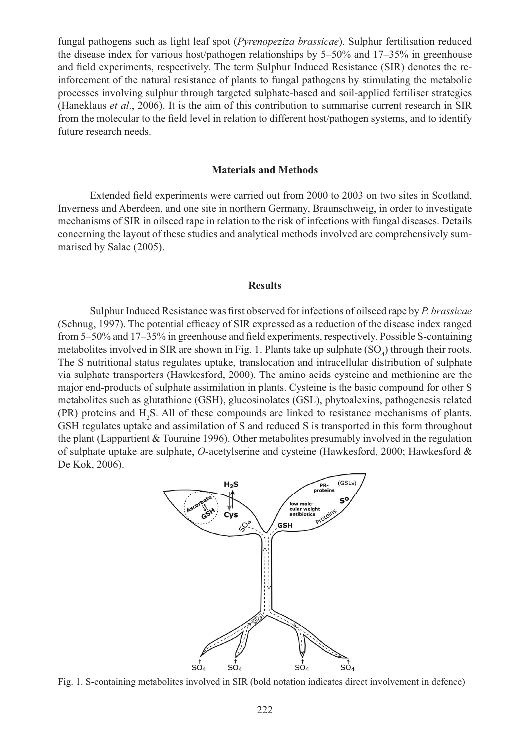fungal pathogens such as light leaf spot (*Pyrenopeziza brassicae*). Sulphur fertilisation reduced the disease index for various host/pathogen relationships by 5–50% and 17–35% in greenhouse and field experiments, respectively. The term Sulphur Induced Resistance (SIR) denotes the reinforcement of the natural resistance of plants to fungal pathogens by stimulating the metabolic processes involving sulphur through targeted sulphate-based and soil-applied fertiliser strategies (Haneklaus *et al*., 2006). It is the aim of this contribution to summarise current research in SIR from the molecular to the field level in relation to different host/pathogen systems, and to identify future research needs.

## Materials and Methods

Extended field experiments were carried out from 2000 to 2003 on two sites in Scotland, Inverness and Aberdeen, and one site in northern Germany, Braunschweig, in order to investigate mechanisms of SIR in oilseed rape in relation to the risk of infections with fungal diseases. Details concerning the layout of these studies and analytical methods involved are comprehensively summarised by Salac (2005).

## Results

Sulphur Induced Resistance was first observed for infections of oilseed rape by *P. brassicae* (Schnug, 1997). The potential efficacy of SIR expressed as a reduction of the disease index ranged from 5–50% and 17–35% in greenhouse and field experiments, respectively. Possible S-containing metabolites involved in SIR are shown in Fig. 1. Plants take up sulphate ($SO_4$) through their roots. The S nutritional status regulates uptake, translocation and intracellular distribution of sulphate via sulphate transporters (Hawkesford, 2000). The amino acids cysteine and methionine are the major end-products of sulphate assimilation in plants. Cysteine is the basic compound for other S metabolites such as glutathione (GSH), glucosinolates (GSL), phytoalexins, pathogenesis related (PR) proteins and $H_2S$. All of these compounds are linked to resistance mechanisms of plants. GSH regulates uptake and assimilation of S and reduced S is transported in this form throughout the plant (Lappartient & Touraine 1996). Other metabolites presumably involved in the regulation of sulphate uptake are sulphate, *O*-acetylserine and cysteine (Hawkesford, 2000; Hawkesford & De Kok, 2006).

Fig. 1. S-containing metabolites involved in SIR (bold notation indicates direct involvement in defence)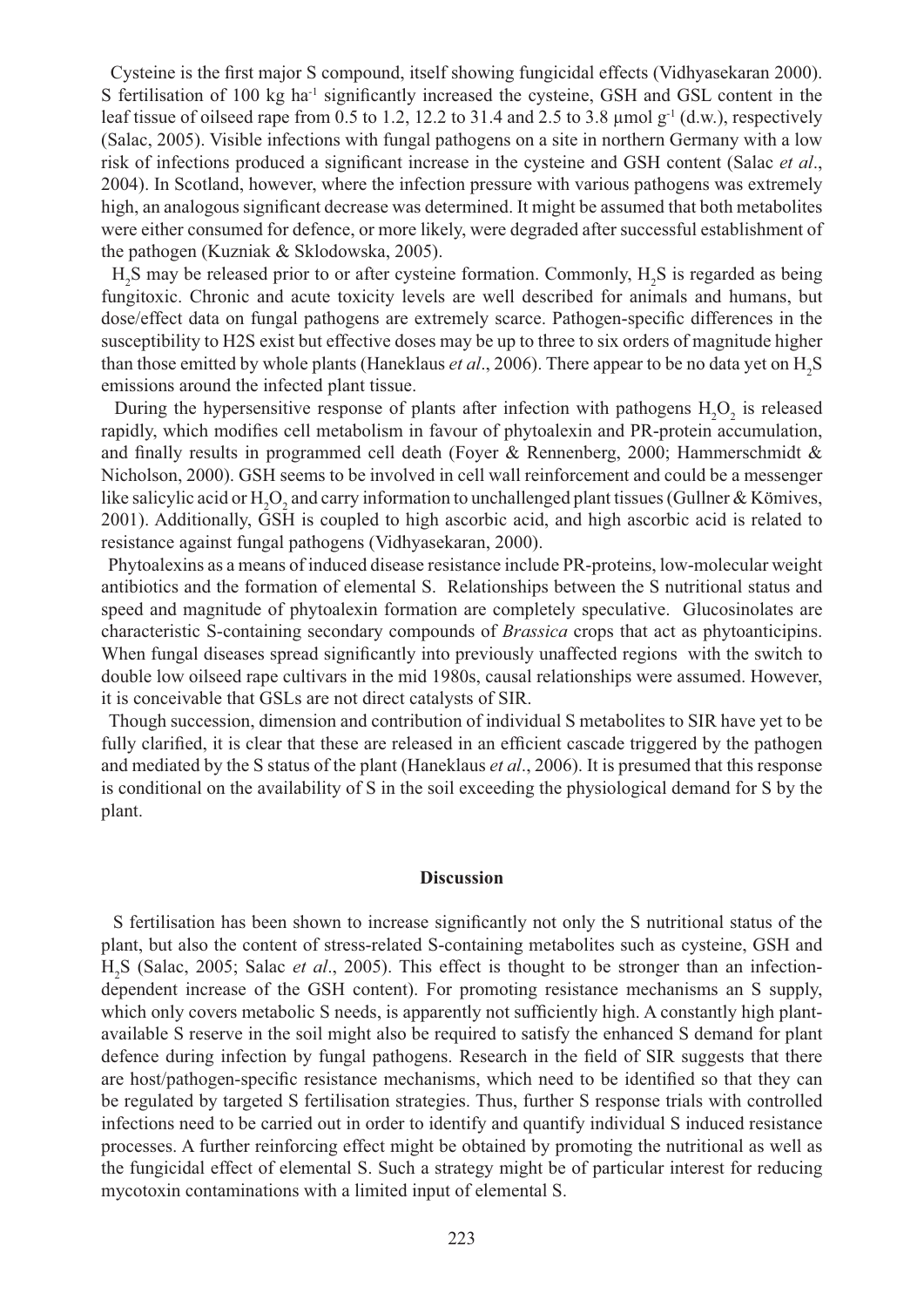Cysteine is the first major S compound, itself showing fungicidal effects (Vidhyasekaran 2000). S fertilisation of 100 kg ha$^{-1}$ significantly increased the cysteine, GSH and GSL content in the leaf tissue of oilseed rape from 0.5 to 1.2, 12.2 to 31.4 and 2.5 to 3.8 µmol g$^{-1}$ (d.w.), respectively (Salac, 2005). Visible infections with fungal pathogens on a site in northern Germany with a low risk of infections produced a significant increase in the cysteine and GSH content (Salac *et al*., 2004). In Scotland, however, where the infection pressure with various pathogens was extremely high, an analogous significant decrease was determined. It might be assumed that both metabolites were either consumed for defence, or more likely, were degraded after successful establishment of the pathogen (Kuzniak & Sklodowska, 2005).

$H_2S$ may be released prior to or after cysteine formation. Commonly, $H_2S$ is regarded as being fungitoxic. Chronic and acute toxicity levels are well described for animals and humans, but dose/effect data on fungal pathogens are extremely scarce. Pathogen-specific differences in the susceptibility to H2S exist but effective doses may be up to three to six orders of magnitude higher than those emitted by whole plants (Haneklaus *et al*., 2006). There appear to be no data yet on $H_2S$ emissions around the infected plant tissue.

During the hypersensitive response of plants after infection with pathogens $H_2O_2$ is released rapidly, which modifies cell metabolism in favour of phytoalexin and PR-protein accumulation, and finally results in programmed cell death (Foyer & Rennenberg, 2000; Hammerschmidt & Nicholson, 2000). GSH seems to be involved in cell wall reinforcement and could be a messenger like salicylic acid or $H_2O_2$ and carry information to unchallenged plant tissues (Gullner & Kömives, 2001). Additionally, GSH is coupled to high ascorbic acid, and high ascorbic acid is related to resistance against fungal pathogens (Vidhyasekaran, 2000).

Phytoalexins as a means of induced disease resistance include PR-proteins, low-molecular weight antibiotics and the formation of elemental S. Relationships between the S nutritional status and speed and magnitude of phytoalexin formation are completely speculative. Glucosinolates are characteristic S-containing secondary compounds of *Brassica* crops that act as phytoanticipins. When fungal diseases spread significantly into previously unaffected regions with the switch to double low oilseed rape cultivars in the mid 1980s, causal relationships were assumed. However, it is conceivable that GSLs are not direct catalysts of SIR.

Though succession, dimension and contribution of individual S metabolites to SIR have yet to be fully clarified, it is clear that these are released in an efficient cascade triggered by the pathogen and mediated by the S status of the plant (Haneklaus *et al*., 2006). It is presumed that this response is conditional on the availability of S in the soil exceeding the physiological demand for S by the plant.

## Discussion

S fertilisation has been shown to increase significantly not only the S nutritional status of the plant, but also the content of stress-related S-containing metabolites such as cysteine, GSH and $H_2S$ (Salac, 2005; Salac *et al*., 2005). This effect is thought to be stronger than an infection-dependent increase of the GSH content). For promoting resistance mechanisms an S supply, which only covers metabolic S needs, is apparently not sufficiently high. A constantly high plant-available S reserve in the soil might also be required to satisfy the enhanced S demand for plant defence during infection by fungal pathogens. Research in the field of SIR suggests that there are host/pathogen-specific resistance mechanisms, which need to be identified so that they can be regulated by targeted S fertilisation strategies. Thus, further S response trials with controlled infections need to be carried out in order to identify and quantify individual S induced resistance processes. A further reinforcing effect might be obtained by promoting the nutritional as well as the fungicidal effect of elemental S. Such a strategy might be of particular interest for reducing mycotoxin contaminations with a limited input of elemental S.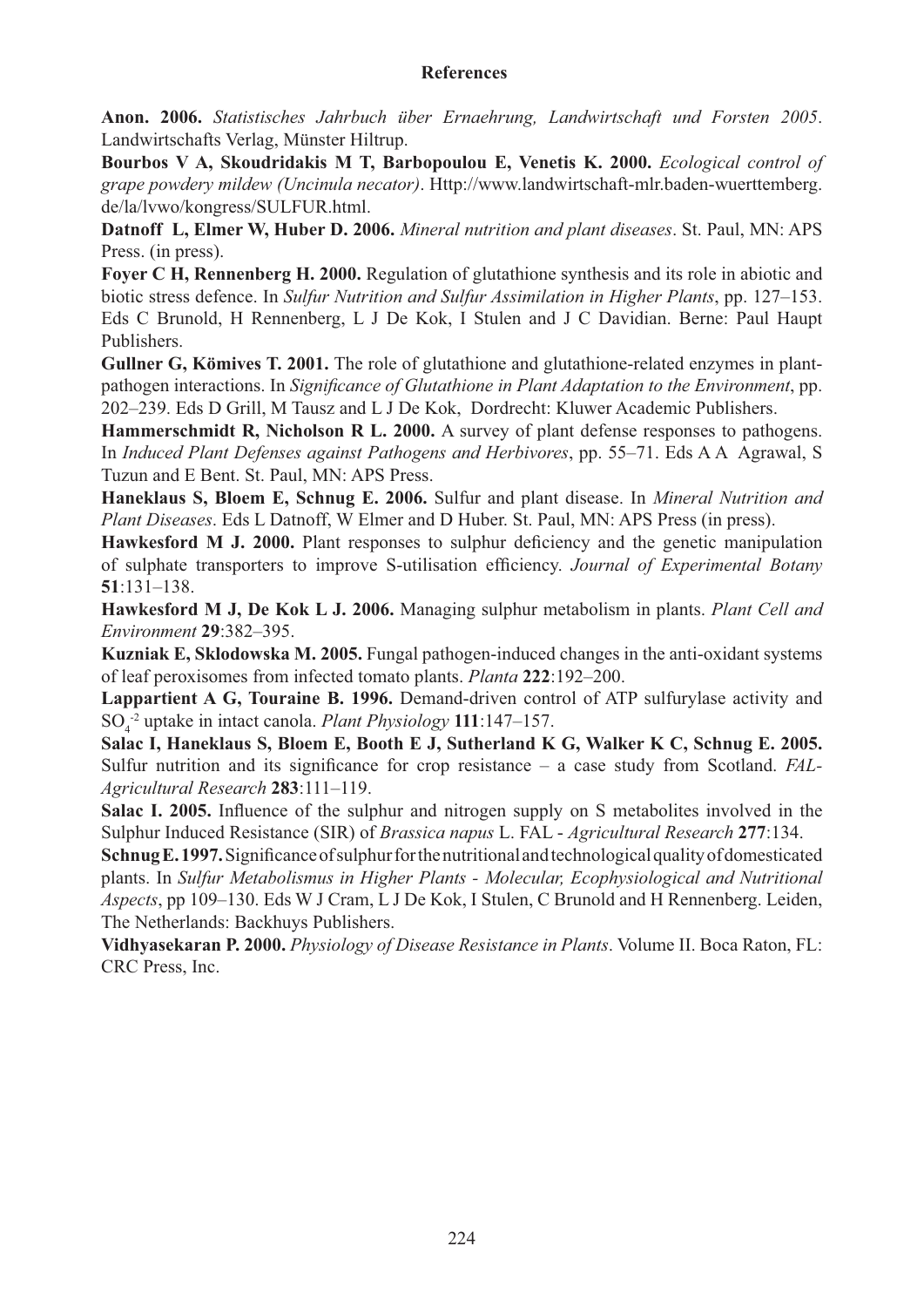## References

**Anon. 2006.** *Statistisches Jahrbuch über Ernaehrung, Landwirtschaft und Forsten 2005*. Landwirtschafts Verlag, Münster Hiltrup.

**Bourbos V A, Skoudridakis M T, Barbopoulou E, Venetis K. 2000.** *Ecological control of grape powdery mildew (Uncinula necator)*. Http://www.landwirtschaft-mlr.baden-wuerttemberg.de/la/lvwo/kongress/SULFUR.html.

**Datnoff L, Elmer W, Huber D. 2006.** *Mineral nutrition and plant diseases*. St. Paul, MN: APS Press. (in press).

**Foyer C H, Rennenberg H. 2000.** Regulation of glutathione synthesis and its role in abiotic and biotic stress defence. In *Sulfur Nutrition and Sulfur Assimilation in Higher Plants*, pp. 127–153. Eds C Brunold, H Rennenberg, L J De Kok, I Stulen and J C Davidian. Berne: Paul Haupt Publishers.

**Gullner G, Kömives T. 2001.** The role of glutathione and glutathione-related enzymes in plant-pathogen interactions. In *Significance of Glutathione in Plant Adaptation to the Environment*, pp. 202–239. Eds D Grill, M Tausz and L J De Kok, Dordrecht: Kluwer Academic Publishers.

**Hammerschmidt R, Nicholson R L. 2000.** A survey of plant defense responses to pathogens. In *Induced Plant Defenses against Pathogens and Herbivores*, pp. 55–71. Eds A A Agrawal, S Tuzun and E Bent. St. Paul, MN: APS Press.

**Haneklaus S, Bloem E, Schnug E. 2006.** Sulfur and plant disease. In *Mineral Nutrition and Plant Diseases*. Eds L Datnoff, W Elmer and D Huber. St. Paul, MN: APS Press (in press).

**Hawkesford M J. 2000.** Plant responses to sulphur deficiency and the genetic manipulation of sulphate transporters to improve S-utilisation efficiency. *Journal of Experimental Botany* **51**:131–138.

**Hawkesford M J, De Kok L J. 2006.** Managing sulphur metabolism in plants. *Plant Cell and Environment* **29**:382–395.

**Kuzniak E, Sklodowska M. 2005.** Fungal pathogen-induced changes in the anti-oxidant systems of leaf peroxisomes from infected tomato plants. *Planta* **222**:192–200.

**Lappartient A G, Touraine B. 1996.** Demand-driven control of ATP sulfurylase activity and $SO_4^{-2}$ uptake in intact canola. *Plant Physiology* **111**:147–157.

**Salac I, Haneklaus S, Bloem E, Booth E J, Sutherland K G, Walker K C, Schnug E. 2005.** Sulfur nutrition and its significance for crop resistance – a case study from Scotland. *FAL-Agricultural Research* **283**:111–119.

**Salac I. 2005.** Influence of the sulphur and nitrogen supply on S metabolites involved in the Sulphur Induced Resistance (SIR) of *Brassica napus* L. FAL - *Agricultural Research* **277**:134.

**Schnug E. 1997.** Significance of sulphur for the nutritional and technological quality of domesticated plants. In *Sulfur Metabolismus in Higher Plants - Molecular, Ecophysiological and Nutritional Aspects*, pp 109–130. Eds W J Cram, L J De Kok, I Stulen, C Brunold and H Rennenberg. Leiden, The Netherlands: Backhuys Publishers.

**Vidhyasekaran P. 2000.** *Physiology of Disease Resistance in Plants*. Volume II. Boca Raton, FL: CRC Press, Inc.